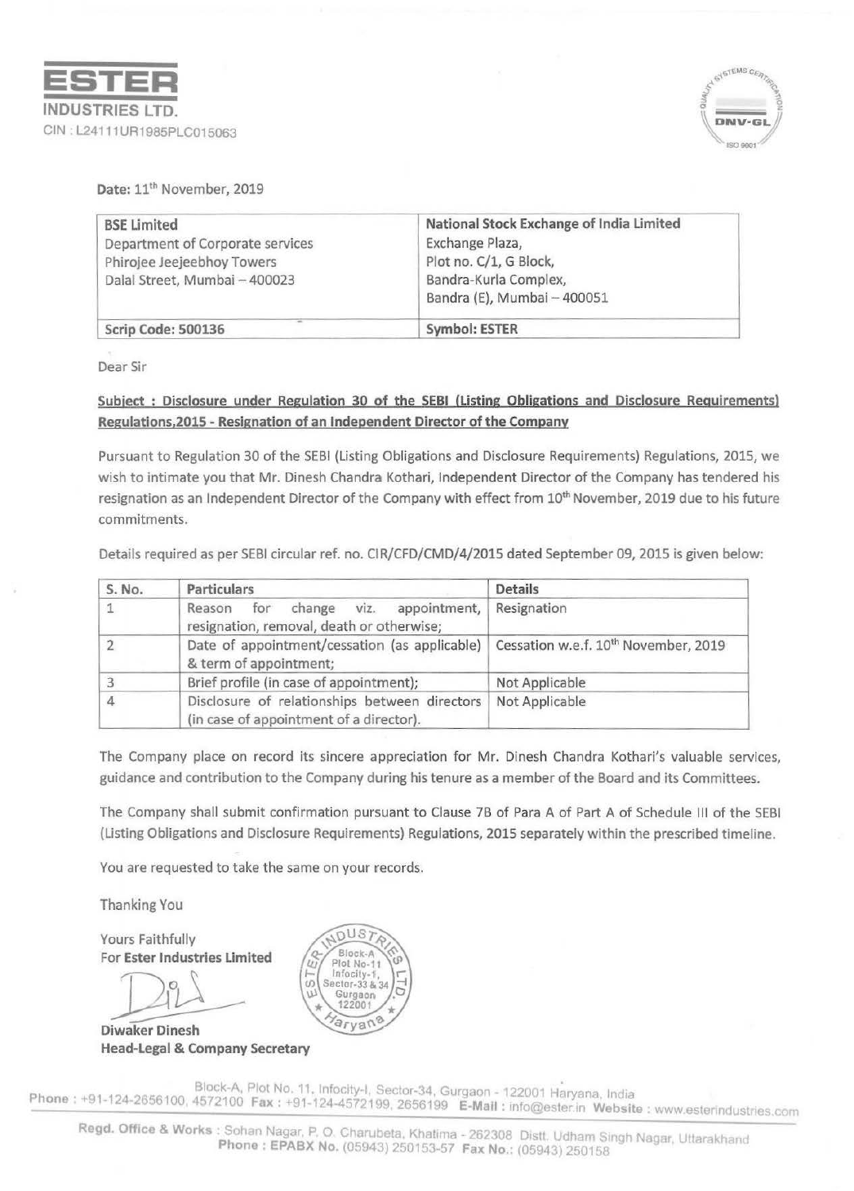**ESTER**
**INDUSTRIES LTD.**
CIN : L24111UR1985PLC015063

Date: 11th November, 2019

| BSE Limited<br>Department of Corporate services<br>Phirojee Jeejeebhoy Towers<br>Dalal Street, Mumbai – 400023 | National Stock Exchange of India Limited<br>Exchange Plaza,<br>Plot no. C/1, G Block,<br>Bandra-Kurla Complex,<br>Bandra (E), Mumbai – 400051 |
|---|---|
| Scrip Code: 500136 | Symbol: ESTER |

Dear Sir

**Subject : Disclosure under Regulation 30 of the SEBI (Listing Obligations and Disclosure Requirements) Regulations,2015 - Resignation of an Independent Director of the Company**

Pursuant to Regulation 30 of the SEBI (Listing Obligations and Disclosure Requirements) Regulations, 2015, we wish to intimate you that Mr. Dinesh Chandra Kothari, Independent Director of the Company has tendered his resignation as an Independent Director of the Company with effect from 10th November, 2019 due to his future commitments.

Details required as per SEBI circular ref. no. CIR/CFD/CMD/4/2015 dated September 09, 2015 is given below:

| S. No. | Particulars | Details |
|---|---|---|
| 1 | Reason for change viz. appointment, resignation, removal, death or otherwise; | Resignation |
| 2 | Date of appointment/cessation (as applicable) & term of appointment; | Cessation w.e.f. 10th November, 2019 |
| 3 | Brief profile (in case of appointment); | Not Applicable |
| 4 | Disclosure of relationships between directors (in case of appointment of a director). | Not Applicable |

The Company place on record its sincere appreciation for Mr. Dinesh Chandra Kothari's valuable services, guidance and contribution to the Company during his tenure as a member of the Board and its Committees.

The Company shall submit confirmation pursuant to Clause 7B of Para A of Part A of Schedule III of the SEBI (Listing Obligations and Disclosure Requirements) Regulations, 2015 separately within the prescribed timeline.

You are requested to take the same on your records.

Thanking You

Yours Faithfully
For **Ester Industries Limited**

**Diwaker Dinesh**
**Head-Legal & Company Secretary**

Block-A, Plot No. 11, Infocity-I, Sector-34, Gurgaon - 122001 Haryana, India
Phone : +91-124-2656100, 4572100 Fax : +91-124-4572199, 2656199 E-Mail : info@ester.in Website : www.esterindustries.com

Regd. Office & Works : Sohan Nagar, P. O. Charubeta, Khatima - 262308 Distt. Udham Singh Nagar, Uttarakhand
Phone : EPABX No. (05943) 250153-57 Fax No.: (05943) 250158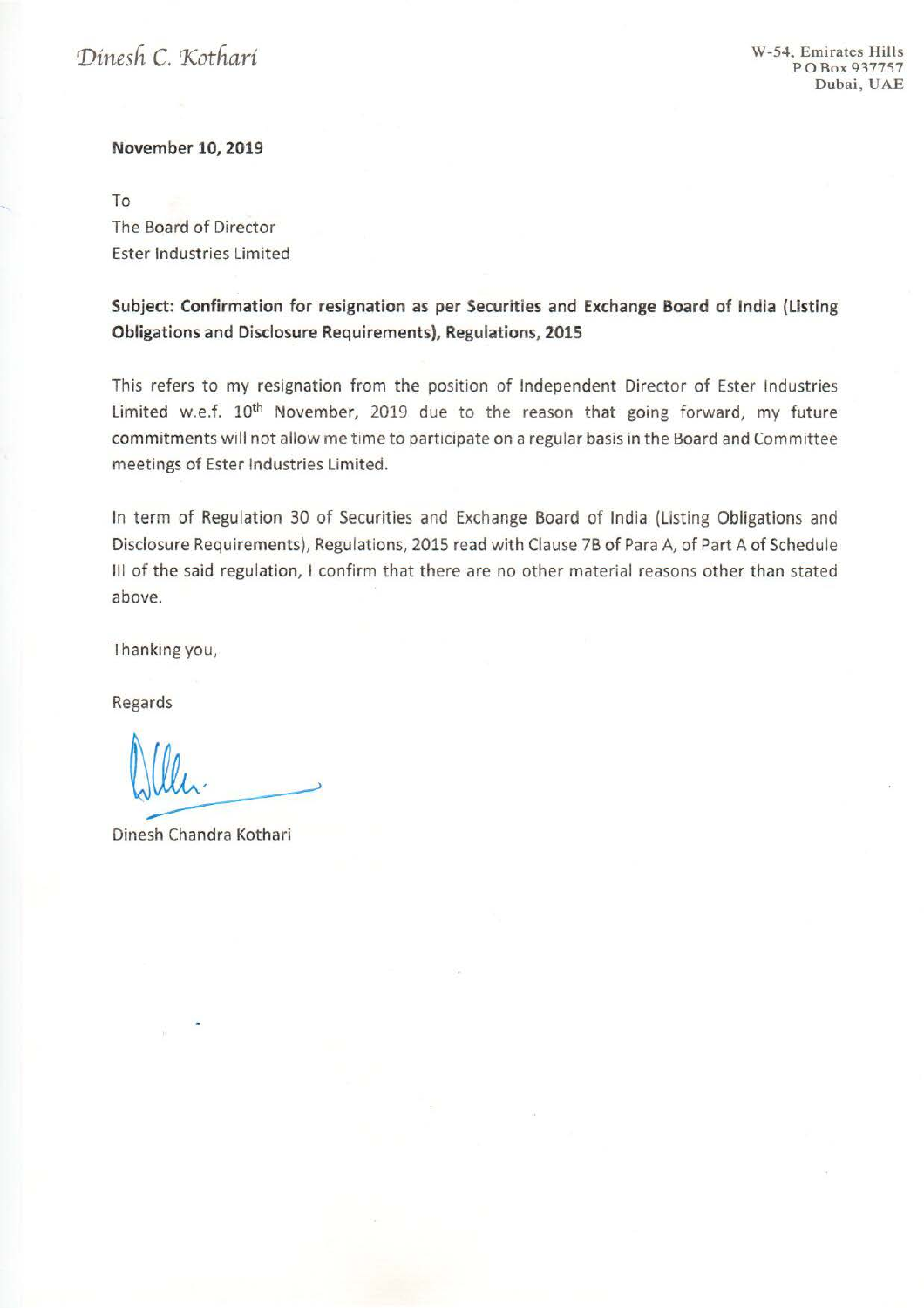Dinesh C. Kothari

W-54, Emirates Hills
P O Box 937757
Dubai, UAE

**November 10, 2019**

To
The Board of Director
Ester Industries Limited

**Subject: Confirmation for resignation as per Securities and Exchange Board of India (Listing Obligations and Disclosure Requirements), Regulations, 2015**

This refers to my resignation from the position of Independent Director of Ester Industries Limited w.e.f. 10th November, 2019 due to the reason that going forward, my future commitments will not allow me time to participate on a regular basis in the Board and Committee meetings of Ester Industries Limited.

In term of Regulation 30 of Securities and Exchange Board of India (Listing Obligations and Disclosure Requirements), Regulations, 2015 read with Clause 7B of Para A, of Part A of Schedule III of the said regulation, I confirm that there are no other material reasons other than stated above.

Thanking you,

Regards

Dinesh Chandra Kothari